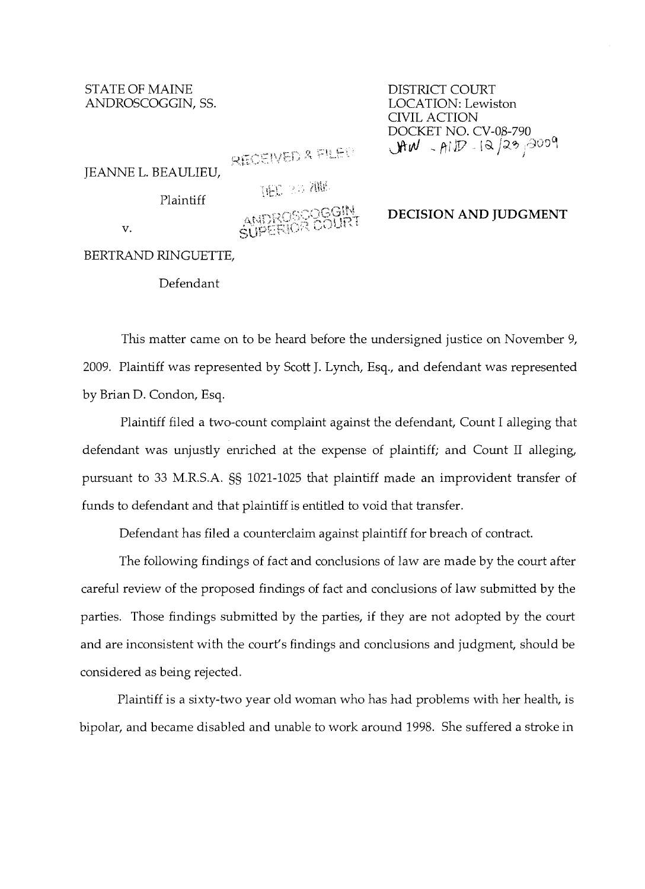STATE OF MAINE
ANDROSCOGGIN, SS.

DISTRICT COURT
LOCATION: Lewiston
CIVIL ACTION
DOCKET NO. CV-08-790
JAW - AND - 12/23/2009

RECEIVED & FILED
DEC 23 2009
ANDROSCOGGIN
SUPERIOR COURT

JEANNE L. BEAULIEU,

Plaintiff

v.

BERTRAND RINGUETTE,

Defendant

**DECISION AND JUDGMENT**

This matter came on to be heard before the undersigned justice on November 9, 2009. Plaintiff was represented by Scott J. Lynch, Esq., and defendant was represented by Brian D. Condon, Esq.

Plaintiff filed a two-count complaint against the defendant, Count I alleging that defendant was unjustly enriched at the expense of plaintiff; and Count II alleging, pursuant to 33 M.R.S.A. §§ 1021-1025 that plaintiff made an improvident transfer of funds to defendant and that plaintiff is entitled to void that transfer.

Defendant has filed a counterclaim against plaintiff for breach of contract.

The following findings of fact and conclusions of law are made by the court after careful review of the proposed findings of fact and conclusions of law submitted by the parties. Those findings submitted by the parties, if they are not adopted by the court and are inconsistent with the court's findings and conclusions and judgment, should be considered as being rejected.

Plaintiff is a sixty-two year old woman who has had problems with her health, is bipolar, and became disabled and unable to work around 1998. She suffered a stroke in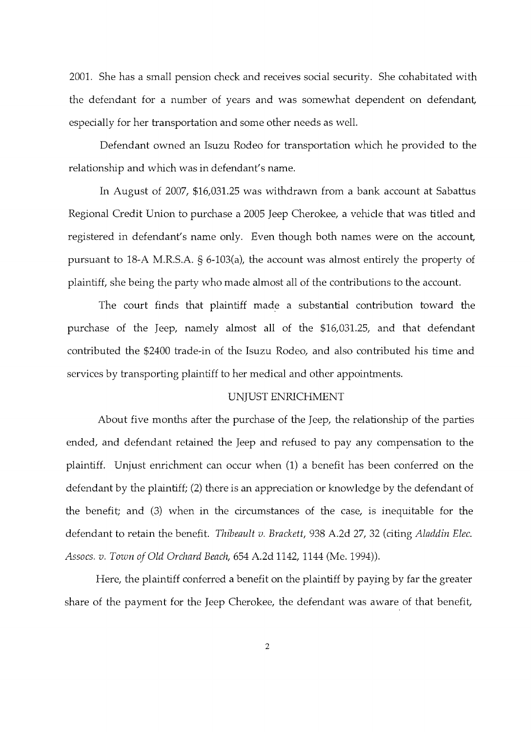2001. She has a small pension check and receives social security. She cohabitated with the defendant for a number of years and was somewhat dependent on defendant, especially for her transportation and some other needs as well.

Defendant owned an Isuzu Rodeo for transportation which he provided to the relationship and which was in defendant's name.

In August of 2007, $16,031.25 was withdrawn from a bank account at Sabattus Regional Credit Union to purchase a 2005 Jeep Cherokee, a vehicle that was titled and registered in defendant's name only. Even though both names were on the account, pursuant to 18-A M.R.S.A. § 6-103(a), the account was almost entirely the property of plaintiff, she being the party who made almost all of the contributions to the account.

The court finds that plaintiff made a substantial contribution toward the purchase of the Jeep, namely almost all of the $16,031.25, and that defendant contributed the $2400 trade-in of the Isuzu Rodeo, and also contributed his time and services by transporting plaintiff to her medical and other appointments.

## UNJUST ENRICHMENT

About five months after the purchase of the Jeep, the relationship of the parties ended, and defendant retained the Jeep and refused to pay any compensation to the plaintiff. Unjust enrichment can occur when (1) a benefit has been conferred on the defendant by the plaintiff; (2) there is an appreciation or knowledge by the defendant of the benefit; and (3) when in the circumstances of the case, is inequitable for the defendant to retain the benefit. *Thibeault v. Brackett*, 938 A.2d 27, 32 (citing *Aladdin Elec. Assocs. v. Town of Old Orchard Beach*, 654 A.2d 1142, 1144 (Me. 1994)).

Here, the plaintiff conferred a benefit on the plaintiff by paying by far the greater share of the payment for the Jeep Cherokee, the defendant was aware of that benefit,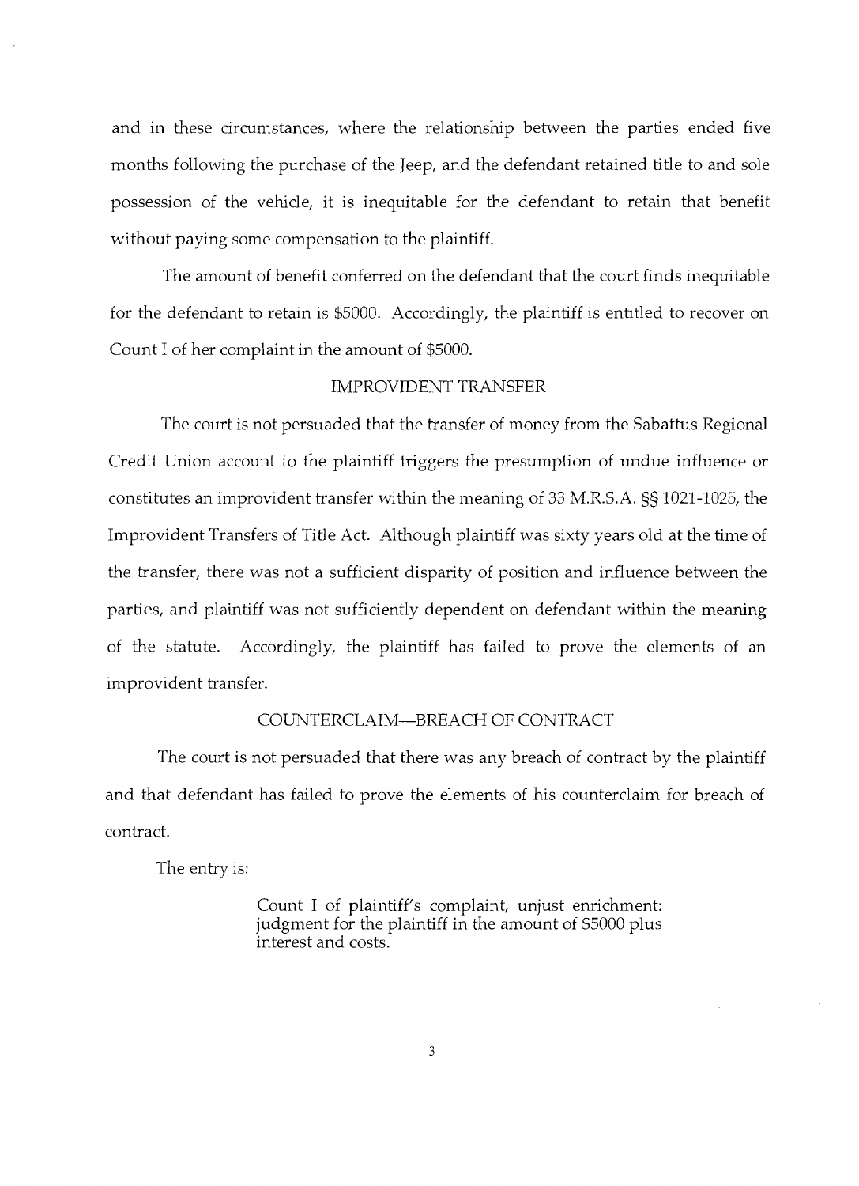and in these circumstances, where the relationship between the parties ended five months following the purchase of the Jeep, and the defendant retained title to and sole possession of the vehicle, it is inequitable for the defendant to retain that benefit without paying some compensation to the plaintiff.

The amount of benefit conferred on the defendant that the court finds inequitable for the defendant to retain is $5000. Accordingly, the plaintiff is entitled to recover on Count I of her complaint in the amount of $5000.

## IMPROVIDENT TRANSFER

The court is not persuaded that the transfer of money from the Sabattus Regional Credit Union account to the plaintiff triggers the presumption of undue influence or constitutes an improvident transfer within the meaning of 33 M.R.S.A. §§ 1021-1025, the Improvident Transfers of Title Act. Although plaintiff was sixty years old at the time of the transfer, there was not a sufficient disparity of position and influence between the parties, and plaintiff was not sufficiently dependent on defendant within the meaning of the statute. Accordingly, the plaintiff has failed to prove the elements of an improvident transfer.

## COUNTERCLAIM—BREACH OF CONTRACT

The court is not persuaded that there was any breach of contract by the plaintiff and that defendant has failed to prove the elements of his counterclaim for breach of contract.

The entry is:

> Count I of plaintiff's complaint, unjust enrichment: judgment for the plaintiff in the amount of $5000 plus interest and costs.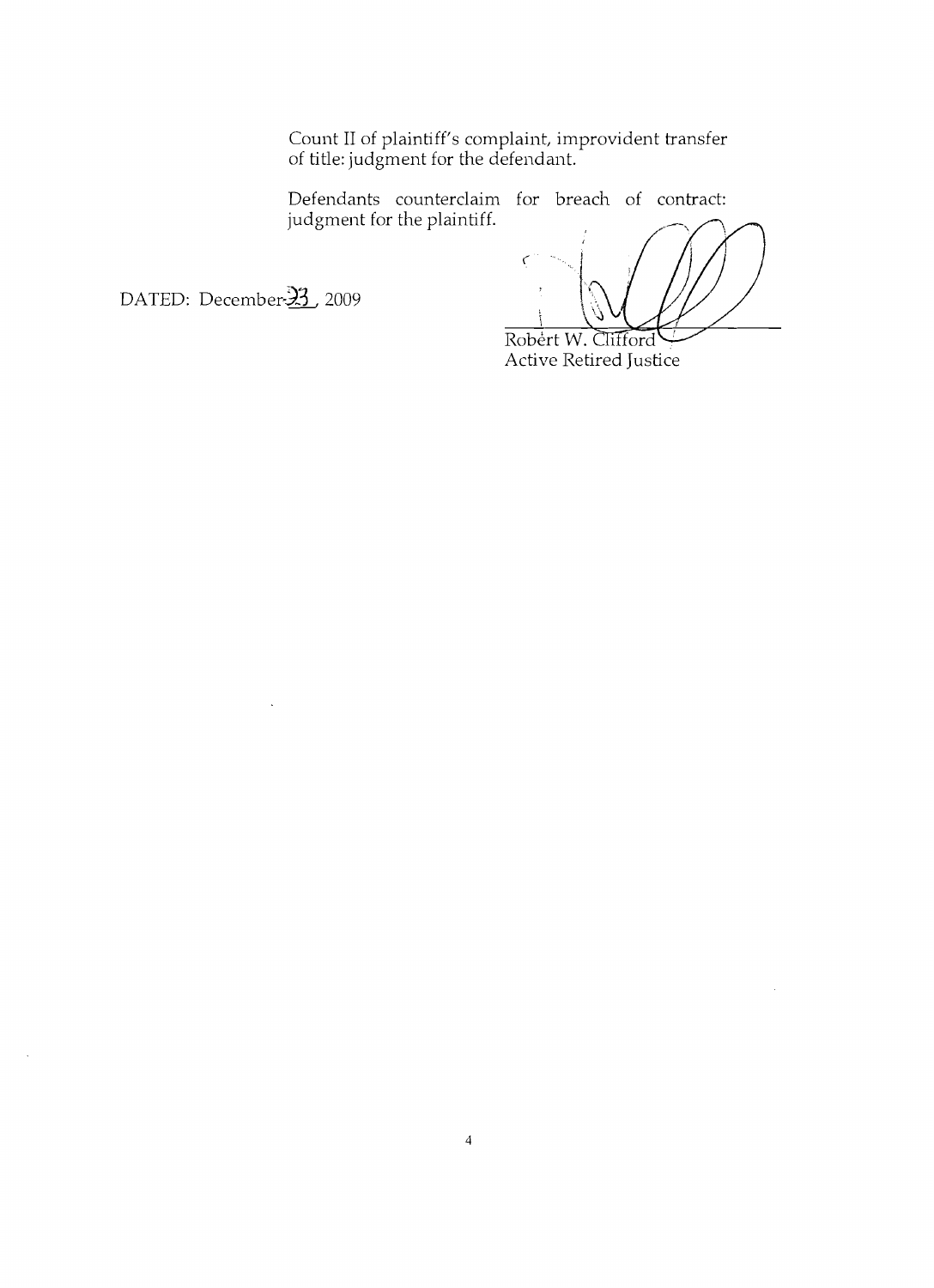Count II of plaintiff's complaint, improvident transfer of title: judgment for the defendant.

Defendants counterclaim for breach of contract: judgment for the plaintiff.

DATED: December 23, 2009

Robert W. Clifford
Active Retired Justice